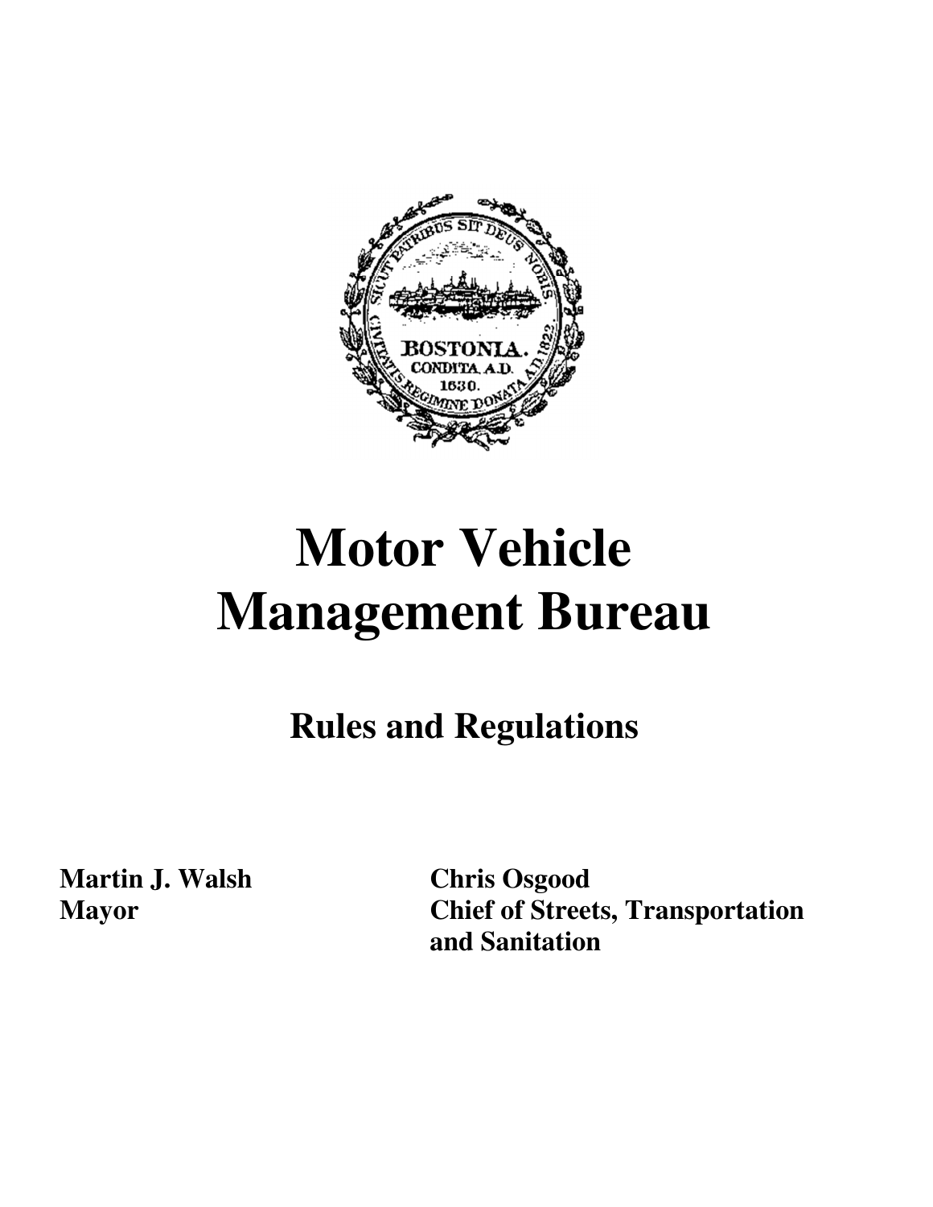# Motor Vehicle Management Bureau

## Rules and Regulations

**Martin J. Walsh**
**Mayor**

**Chris Osgood**
**Chief of Streets, Transportation and Sanitation**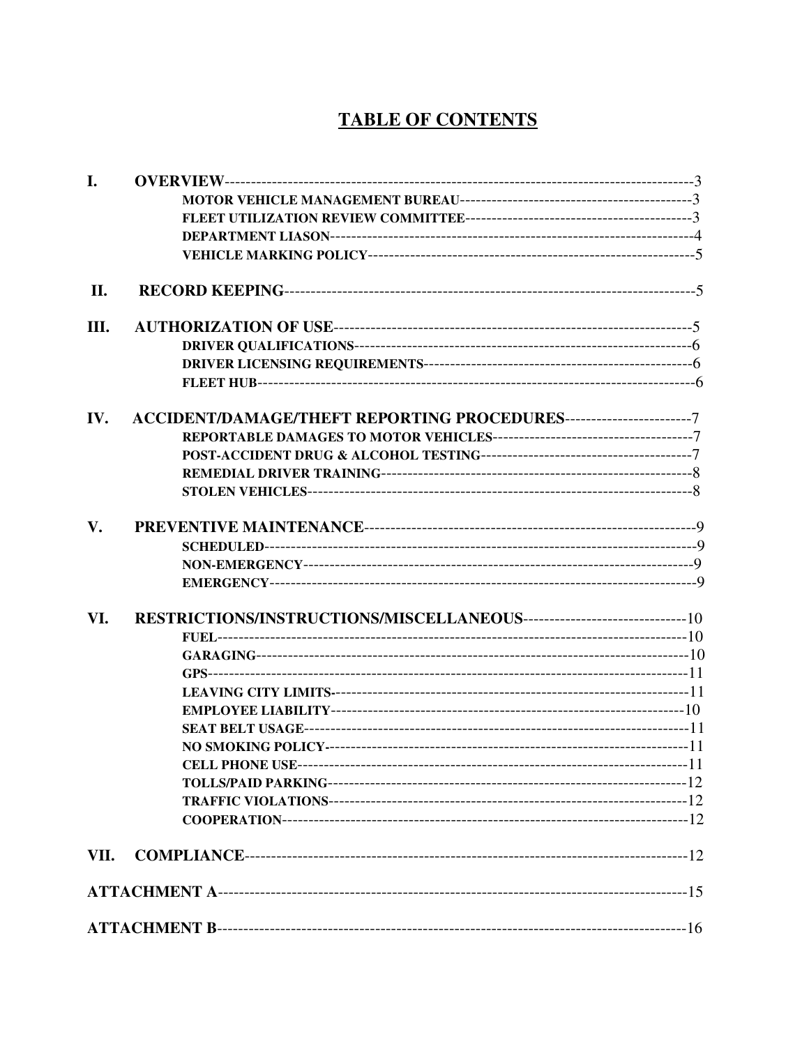# TABLE OF CONTENTS

**I. OVERVIEW**-------------------------------------------------------------------------------------------3

- **MOTOR VEHICLE MANAGEMENT BUREAU**---------------------------------------------3
- **FLEET UTILIZATION REVIEW COMMITTEE**-------------------------------------------3
- **DEPARTMENT LIASON**--------------------------------------------------------------------4
- **VEHICLE MARKING POLICY**-------------------------------------------------------------5

**II. RECORD KEEPING**-------------------------------------------------------------------------------5

**III. AUTHORIZATION OF USE**------------------------------------------------------------------5

- **DRIVER QUALIFICATIONS**------------------------------------------------------------------6
- **DRIVER LICENSING REQUIREMENTS**----------------------------------------------------6
- **FLEET HUB**-------------------------------------------------------------------------------------6

**IV. ACCIDENT/DAMAGE/THEFT REPORTING PROCEDURES**------------------------7

- **REPORTABLE DAMAGES TO MOTOR VEHICLES**---------------------------------------7
- **POST-ACCIDENT DRUG & ALCOHOL TESTING**-----------------------------------------7
- **REMEDIAL DRIVER TRAINING**-------------------------------------------------------------8
- **STOLEN VEHICLES**---------------------------------------------------------------------------8

**V. PREVENTIVE MAINTENANCE**--------------------------------------------------------------9

- **SCHEDULED**-----------------------------------------------------------------------------------9
- **NON-EMERGENCY**----------------------------------------------------------------------------9
- **EMERGENCY**-----------------------------------------------------------------------------------9

**VI. RESTRICTIONS/INSTRUCTIONS/MISCELLANEOUS**-------------------------------10

- **FUEL**---------------------------------------------------------------------------------------------10
- **GARAGING**------------------------------------------------------------------------------------10
- **GPS**----------------------------------------------------------------------------------------------11
- **LEAVING CITY LIMITS**----------------------------------------------------------------------11
- **EMPLOYEE LIABILITY**-----------------------------------------------------------------------10
- **SEAT BELT USAGE**---------------------------------------------------------------------------11
- **NO SMOKING POLICY**-----------------------------------------------------------------------11
- **CELL PHONE USE**----------------------------------------------------------------------------11
- **TOLLS/PAID PARKING**----------------------------------------------------------------------12
- **TRAFFIC VIOLATIONS**-----------------------------------------------------------------------12
- **COOPERATION**--------------------------------------------------------------------------------12

**VII. COMPLIANCE**------------------------------------------------------------------------------------12

**ATTACHMENT A**-----------------------------------------------------------------------------------15

**ATTACHMENT B**-----------------------------------------------------------------------------------16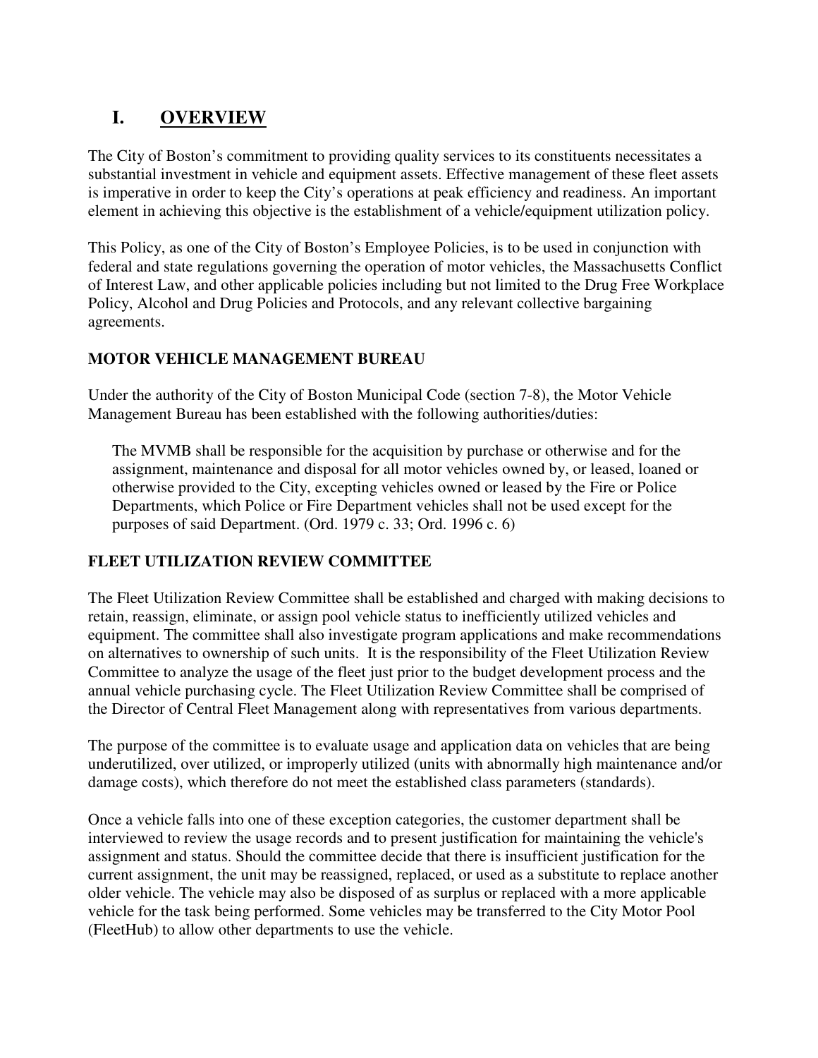# I. OVERVIEW

The City of Boston's commitment to providing quality services to its constituents necessitates a substantial investment in vehicle and equipment assets. Effective management of these fleet assets is imperative in order to keep the City's operations at peak efficiency and readiness. An important element in achieving this objective is the establishment of a vehicle/equipment utilization policy.

This Policy, as one of the City of Boston's Employee Policies, is to be used in conjunction with federal and state regulations governing the operation of motor vehicles, the Massachusetts Conflict of Interest Law, and other applicable policies including but not limited to the Drug Free Workplace Policy, Alcohol and Drug Policies and Protocols, and any relevant collective bargaining agreements.

## MOTOR VEHICLE MANAGEMENT BUREAU

Under the authority of the City of Boston Municipal Code (section 7-8), the Motor Vehicle Management Bureau has been established with the following authorities/duties:

> The MVMB shall be responsible for the acquisition by purchase or otherwise and for the assignment, maintenance and disposal for all motor vehicles owned by, or leased, loaned or otherwise provided to the City, excepting vehicles owned or leased by the Fire or Police Departments, which Police or Fire Department vehicles shall not be used except for the purposes of said Department. (Ord. 1979 c. 33; Ord. 1996 c. 6)

## FLEET UTILIZATION REVIEW COMMITTEE

The Fleet Utilization Review Committee shall be established and charged with making decisions to retain, reassign, eliminate, or assign pool vehicle status to inefficiently utilized vehicles and equipment. The committee shall also investigate program applications and make recommendations on alternatives to ownership of such units. It is the responsibility of the Fleet Utilization Review Committee to analyze the usage of the fleet just prior to the budget development process and the annual vehicle purchasing cycle. The Fleet Utilization Review Committee shall be comprised of the Director of Central Fleet Management along with representatives from various departments.

The purpose of the committee is to evaluate usage and application data on vehicles that are being underutilized, over utilized, or improperly utilized (units with abnormally high maintenance and/or damage costs), which therefore do not meet the established class parameters (standards).

Once a vehicle falls into one of these exception categories, the customer department shall be interviewed to review the usage records and to present justification for maintaining the vehicle's assignment and status. Should the committee decide that there is insufficient justification for the current assignment, the unit may be reassigned, replaced, or used as a substitute to replace another older vehicle. The vehicle may also be disposed of as surplus or replaced with a more applicable vehicle for the task being performed. Some vehicles may be transferred to the City Motor Pool (FleetHub) to allow other departments to use the vehicle.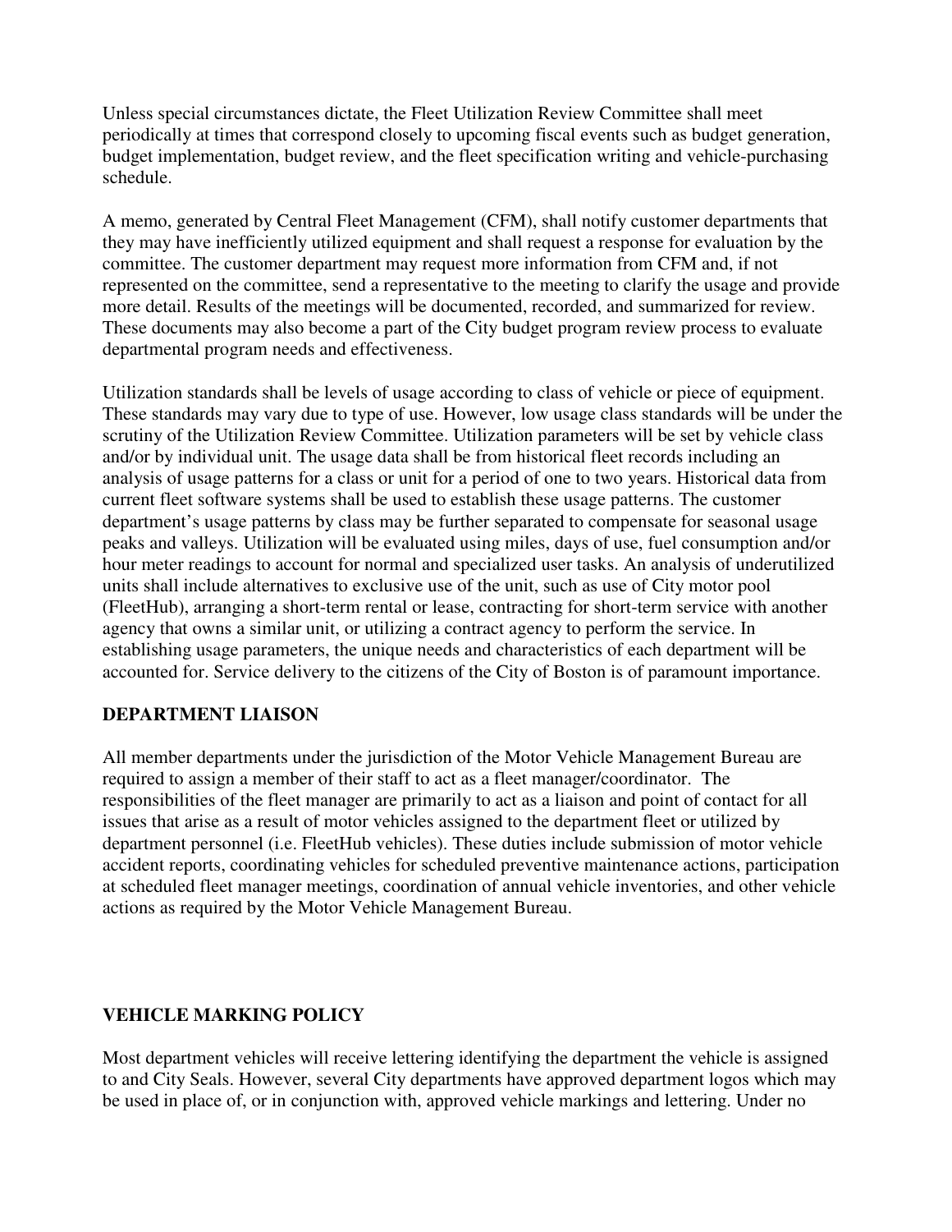Unless special circumstances dictate, the Fleet Utilization Review Committee shall meet periodically at times that correspond closely to upcoming fiscal events such as budget generation, budget implementation, budget review, and the fleet specification writing and vehicle-purchasing schedule.

A memo, generated by Central Fleet Management (CFM), shall notify customer departments that they may have inefficiently utilized equipment and shall request a response for evaluation by the committee. The customer department may request more information from CFM and, if not represented on the committee, send a representative to the meeting to clarify the usage and provide more detail. Results of the meetings will be documented, recorded, and summarized for review. These documents may also become a part of the City budget program review process to evaluate departmental program needs and effectiveness.

Utilization standards shall be levels of usage according to class of vehicle or piece of equipment. These standards may vary due to type of use. However, low usage class standards will be under the scrutiny of the Utilization Review Committee. Utilization parameters will be set by vehicle class and/or by individual unit. The usage data shall be from historical fleet records including an analysis of usage patterns for a class or unit for a period of one to two years. Historical data from current fleet software systems shall be used to establish these usage patterns. The customer department's usage patterns by class may be further separated to compensate for seasonal usage peaks and valleys. Utilization will be evaluated using miles, days of use, fuel consumption and/or hour meter readings to account for normal and specialized user tasks. An analysis of underutilized units shall include alternatives to exclusive use of the unit, such as use of City motor pool (FleetHub), arranging a short-term rental or lease, contracting for short-term service with another agency that owns a similar unit, or utilizing a contract agency to perform the service. In establishing usage parameters, the unique needs and characteristics of each department will be accounted for. Service delivery to the citizens of the City of Boston is of paramount importance.

## DEPARTMENT LIAISON

All member departments under the jurisdiction of the Motor Vehicle Management Bureau are required to assign a member of their staff to act as a fleet manager/coordinator. The responsibilities of the fleet manager are primarily to act as a liaison and point of contact for all issues that arise as a result of motor vehicles assigned to the department fleet or utilized by department personnel (i.e. FleetHub vehicles). These duties include submission of motor vehicle accident reports, coordinating vehicles for scheduled preventive maintenance actions, participation at scheduled fleet manager meetings, coordination of annual vehicle inventories, and other vehicle actions as required by the Motor Vehicle Management Bureau.

## VEHICLE MARKING POLICY

Most department vehicles will receive lettering identifying the department the vehicle is assigned to and City Seals. However, several City departments have approved department logos which may be used in place of, or in conjunction with, approved vehicle markings and lettering. Under no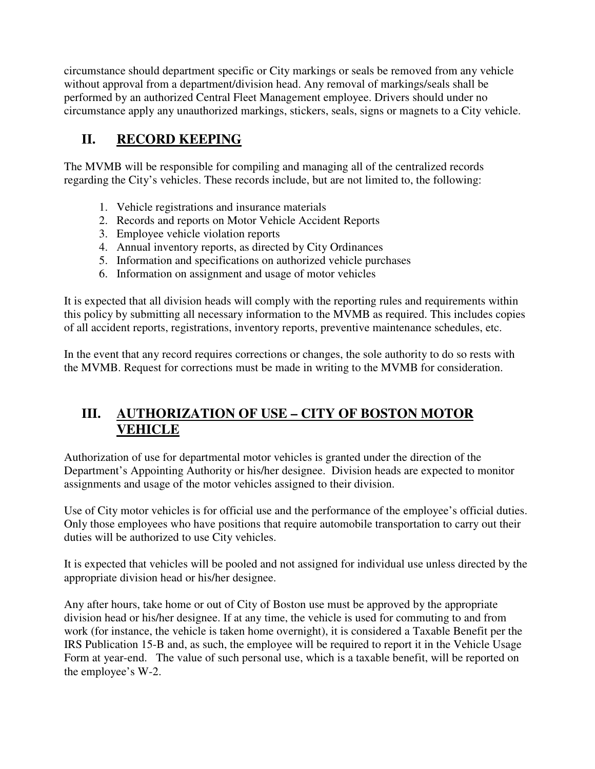circumstance should department specific or City markings or seals be removed from any vehicle without approval from a department/division head. Any removal of markings/seals shall be performed by an authorized Central Fleet Management employee. Drivers should under no circumstance apply any unauthorized markings, stickers, seals, signs or magnets to a City vehicle.

## II. RECORD KEEPING

The MVMB will be responsible for compiling and managing all of the centralized records regarding the City's vehicles. These records include, but are not limited to, the following:

1. Vehicle registrations and insurance materials
2. Records and reports on Motor Vehicle Accident Reports
3. Employee vehicle violation reports
4. Annual inventory reports, as directed by City Ordinances
5. Information and specifications on authorized vehicle purchases
6. Information on assignment and usage of motor vehicles

It is expected that all division heads will comply with the reporting rules and requirements within this policy by submitting all necessary information to the MVMB as required. This includes copies of all accident reports, registrations, inventory reports, preventive maintenance schedules, etc.

In the event that any record requires corrections or changes, the sole authority to do so rests with the MVMB. Request for corrections must be made in writing to the MVMB for consideration.

## III. AUTHORIZATION OF USE – CITY OF BOSTON MOTOR VEHICLE

Authorization of use for departmental motor vehicles is granted under the direction of the Department's Appointing Authority or his/her designee. Division heads are expected to monitor assignments and usage of the motor vehicles assigned to their division.

Use of City motor vehicles is for official use and the performance of the employee's official duties. Only those employees who have positions that require automobile transportation to carry out their duties will be authorized to use City vehicles.

It is expected that vehicles will be pooled and not assigned for individual use unless directed by the appropriate division head or his/her designee.

Any after hours, take home or out of City of Boston use must be approved by the appropriate division head or his/her designee. If at any time, the vehicle is used for commuting to and from work (for instance, the vehicle is taken home overnight), it is considered a Taxable Benefit per the IRS Publication 15-B and, as such, the employee will be required to report it in the Vehicle Usage Form at year-end. The value of such personal use, which is a taxable benefit, will be reported on the employee's W-2.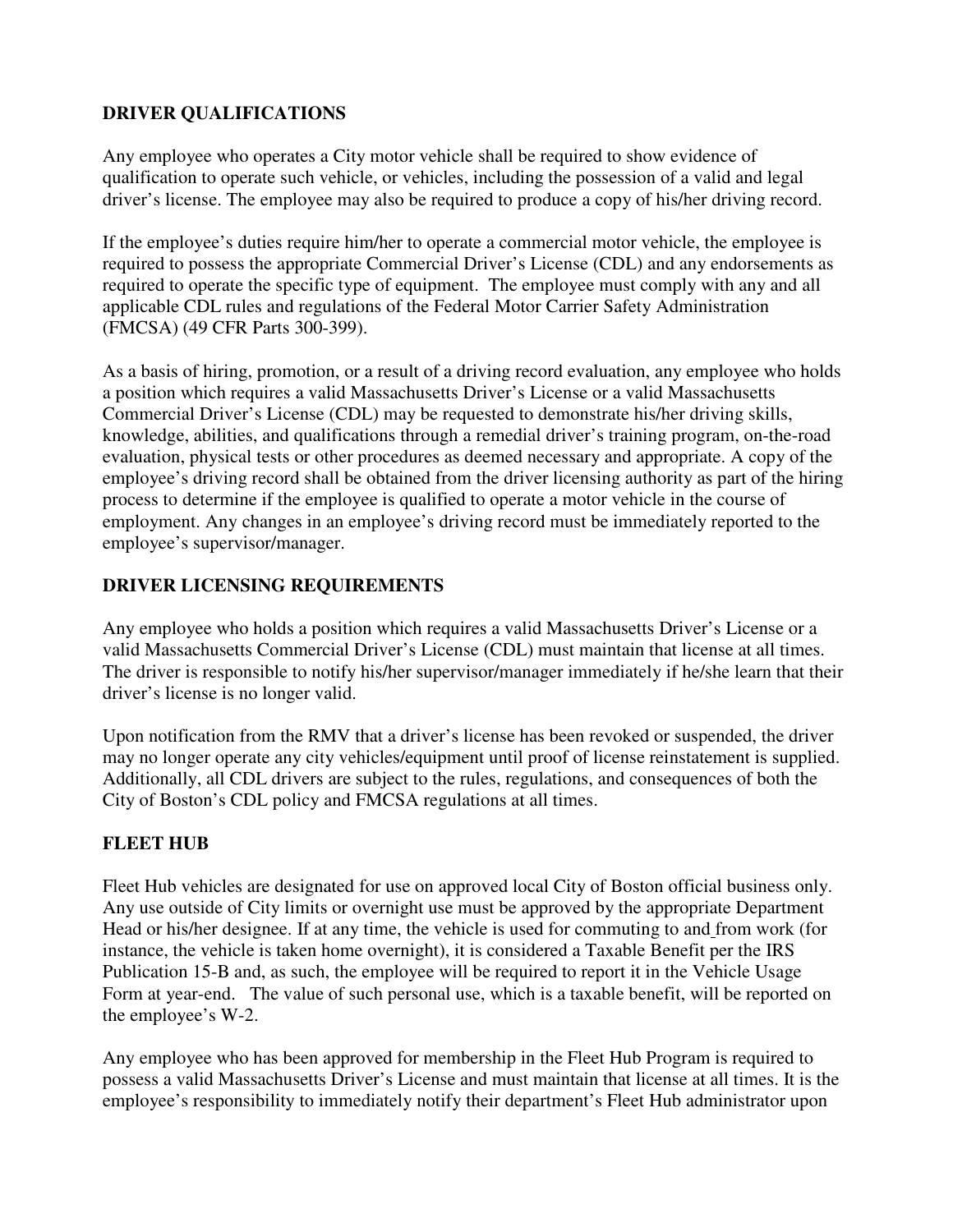## DRIVER QUALIFICATIONS

Any employee who operates a City motor vehicle shall be required to show evidence of qualification to operate such vehicle, or vehicles, including the possession of a valid and legal driver's license. The employee may also be required to produce a copy of his/her driving record.

If the employee's duties require him/her to operate a commercial motor vehicle, the employee is required to possess the appropriate Commercial Driver's License (CDL) and any endorsements as required to operate the specific type of equipment. The employee must comply with any and all applicable CDL rules and regulations of the Federal Motor Carrier Safety Administration (FMCSA) (49 CFR Parts 300-399).

As a basis of hiring, promotion, or a result of a driving record evaluation, any employee who holds a position which requires a valid Massachusetts Driver's License or a valid Massachusetts Commercial Driver's License (CDL) may be requested to demonstrate his/her driving skills, knowledge, abilities, and qualifications through a remedial driver's training program, on-the-road evaluation, physical tests or other procedures as deemed necessary and appropriate. A copy of the employee's driving record shall be obtained from the driver licensing authority as part of the hiring process to determine if the employee is qualified to operate a motor vehicle in the course of employment. Any changes in an employee's driving record must be immediately reported to the employee's supervisor/manager.

## DRIVER LICENSING REQUIREMENTS

Any employee who holds a position which requires a valid Massachusetts Driver's License or a valid Massachusetts Commercial Driver's License (CDL) must maintain that license at all times. The driver is responsible to notify his/her supervisor/manager immediately if he/she learn that their driver's license is no longer valid.

Upon notification from the RMV that a driver's license has been revoked or suspended, the driver may no longer operate any city vehicles/equipment until proof of license reinstatement is supplied. Additionally, all CDL drivers are subject to the rules, regulations, and consequences of both the City of Boston's CDL policy and FMCSA regulations at all times.

## FLEET HUB

Fleet Hub vehicles are designated for use on approved local City of Boston official business only. Any use outside of City limits or overnight use must be approved by the appropriate Department Head or his/her designee. If at any time, the vehicle is used for commuting to and from work (for instance, the vehicle is taken home overnight), it is considered a Taxable Benefit per the IRS Publication 15-B and, as such, the employee will be required to report it in the Vehicle Usage Form at year-end. The value of such personal use, which is a taxable benefit, will be reported on the employee's W-2.

Any employee who has been approved for membership in the Fleet Hub Program is required to possess a valid Massachusetts Driver's License and must maintain that license at all times. It is the employee's responsibility to immediately notify their department's Fleet Hub administrator upon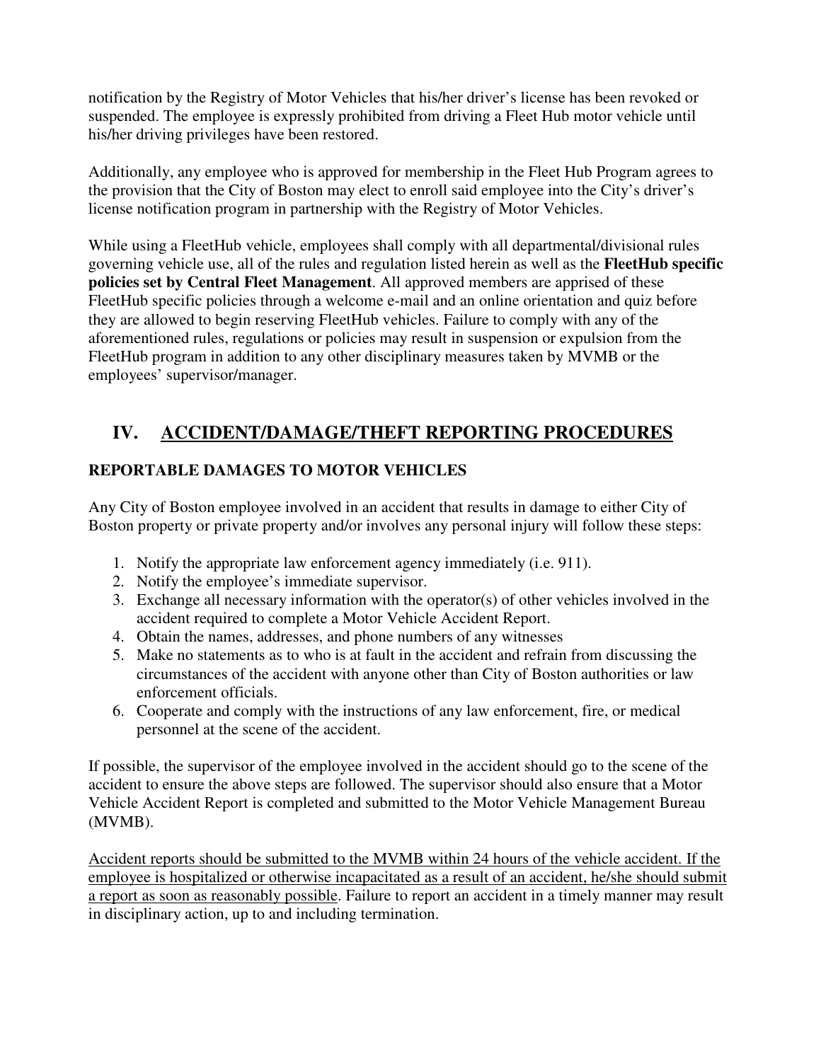notification by the Registry of Motor Vehicles that his/her driver's license has been revoked or suspended. The employee is expressly prohibited from driving a Fleet Hub motor vehicle until his/her driving privileges have been restored.

Additionally, any employee who is approved for membership in the Fleet Hub Program agrees to the provision that the City of Boston may elect to enroll said employee into the City's driver's license notification program in partnership with the Registry of Motor Vehicles.

While using a FleetHub vehicle, employees shall comply with all departmental/divisional rules governing vehicle use, all of the rules and regulation listed herein as well as the **FleetHub specific policies set by Central Fleet Management**. All approved members are apprised of these FleetHub specific policies through a welcome e-mail and an online orientation and quiz before they are allowed to begin reserving FleetHub vehicles. Failure to comply with any of the aforementioned rules, regulations or policies may result in suspension or expulsion from the FleetHub program in addition to any other disciplinary measures taken by MVMB or the employees' supervisor/manager.

## IV. ACCIDENT/DAMAGE/THEFT REPORTING PROCEDURES

### REPORTABLE DAMAGES TO MOTOR VEHICLES

Any City of Boston employee involved in an accident that results in damage to either City of Boston property or private property and/or involves any personal injury will follow these steps:

1. Notify the appropriate law enforcement agency immediately (i.e. 911).
2. Notify the employee's immediate supervisor.
3. Exchange all necessary information with the operator(s) of other vehicles involved in the accident required to complete a Motor Vehicle Accident Report.
4. Obtain the names, addresses, and phone numbers of any witnesses
5. Make no statements as to who is at fault in the accident and refrain from discussing the circumstances of the accident with anyone other than City of Boston authorities or law enforcement officials.
6. Cooperate and comply with the instructions of any law enforcement, fire, or medical personnel at the scene of the accident.

If possible, the supervisor of the employee involved in the accident should go to the scene of the accident to ensure the above steps are followed. The supervisor should also ensure that a Motor Vehicle Accident Report is completed and submitted to the Motor Vehicle Management Bureau (MVMB).

<u>Accident reports should be submitted to the MVMB within 24 hours of the vehicle accident. If the employee is hospitalized or otherwise incapacitated as a result of an accident, he/she should submit a report as soon as reasonably possible</u>. Failure to report an accident in a timely manner may result in disciplinary action, up to and including termination.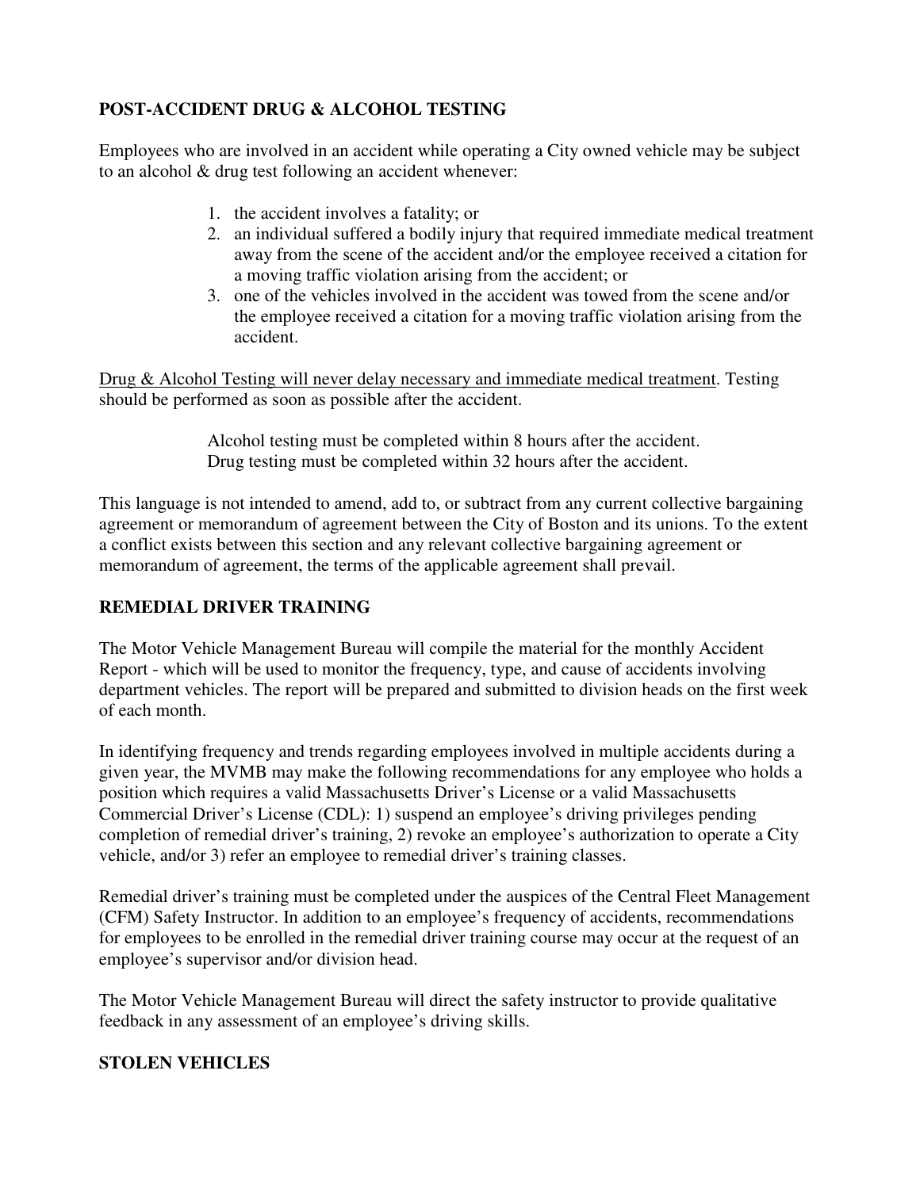## POST-ACCIDENT DRUG & ALCOHOL TESTING

Employees who are involved in an accident while operating a City owned vehicle may be subject to an alcohol & drug test following an accident whenever:

1. the accident involves a fatality; or
2. an individual suffered a bodily injury that required immediate medical treatment away from the scene of the accident and/or the employee received a citation for a moving traffic violation arising from the accident; or
3. one of the vehicles involved in the accident was towed from the scene and/or the employee received a citation for a moving traffic violation arising from the accident.

<u>Drug & Alcohol Testing will never delay necessary and immediate medical treatment</u>. Testing should be performed as soon as possible after the accident.

> Alcohol testing must be completed within 8 hours after the accident.
> Drug testing must be completed within 32 hours after the accident.

This language is not intended to amend, add to, or subtract from any current collective bargaining agreement or memorandum of agreement between the City of Boston and its unions. To the extent a conflict exists between this section and any relevant collective bargaining agreement or memorandum of agreement, the terms of the applicable agreement shall prevail.

## REMEDIAL DRIVER TRAINING

The Motor Vehicle Management Bureau will compile the material for the monthly Accident Report - which will be used to monitor the frequency, type, and cause of accidents involving department vehicles. The report will be prepared and submitted to division heads on the first week of each month.

In identifying frequency and trends regarding employees involved in multiple accidents during a given year, the MVMB may make the following recommendations for any employee who holds a position which requires a valid Massachusetts Driver's License or a valid Massachusetts Commercial Driver's License (CDL): 1) suspend an employee's driving privileges pending completion of remedial driver's training, 2) revoke an employee's authorization to operate a City vehicle, and/or 3) refer an employee to remedial driver's training classes.

Remedial driver's training must be completed under the auspices of the Central Fleet Management (CFM) Safety Instructor. In addition to an employee's frequency of accidents, recommendations for employees to be enrolled in the remedial driver training course may occur at the request of an employee's supervisor and/or division head.

The Motor Vehicle Management Bureau will direct the safety instructor to provide qualitative feedback in any assessment of an employee's driving skills.

## STOLEN VEHICLES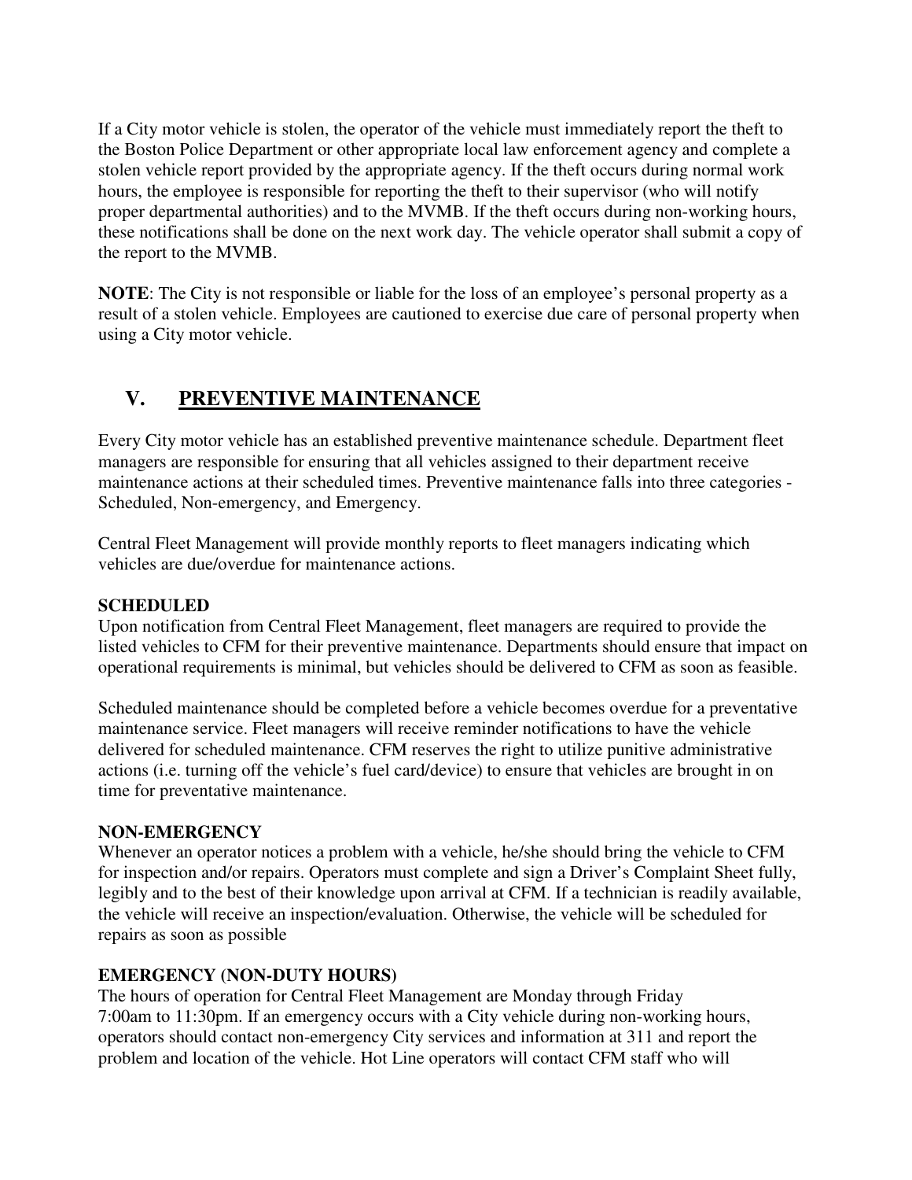If a City motor vehicle is stolen, the operator of the vehicle must immediately report the theft to the Boston Police Department or other appropriate local law enforcement agency and complete a stolen vehicle report provided by the appropriate agency. If the theft occurs during normal work hours, the employee is responsible for reporting the theft to their supervisor (who will notify proper departmental authorities) and to the MVMB. If the theft occurs during non-working hours, these notifications shall be done on the next work day. The vehicle operator shall submit a copy of the report to the MVMB.

**NOTE**: The City is not responsible or liable for the loss of an employee's personal property as a result of a stolen vehicle. Employees are cautioned to exercise due care of personal property when using a City motor vehicle.

## V. PREVENTIVE MAINTENANCE

Every City motor vehicle has an established preventive maintenance schedule. Department fleet managers are responsible for ensuring that all vehicles assigned to their department receive maintenance actions at their scheduled times. Preventive maintenance falls into three categories - Scheduled, Non-emergency, and Emergency.

Central Fleet Management will provide monthly reports to fleet managers indicating which vehicles are due/overdue for maintenance actions.

**SCHEDULED**

Upon notification from Central Fleet Management, fleet managers are required to provide the listed vehicles to CFM for their preventive maintenance. Departments should ensure that impact on operational requirements is minimal, but vehicles should be delivered to CFM as soon as feasible.

Scheduled maintenance should be completed before a vehicle becomes overdue for a preventative maintenance service. Fleet managers will receive reminder notifications to have the vehicle delivered for scheduled maintenance. CFM reserves the right to utilize punitive administrative actions (i.e. turning off the vehicle's fuel card/device) to ensure that vehicles are brought in on time for preventative maintenance.

**NON-EMERGENCY**

Whenever an operator notices a problem with a vehicle, he/she should bring the vehicle to CFM for inspection and/or repairs. Operators must complete and sign a Driver's Complaint Sheet fully, legibly and to the best of their knowledge upon arrival at CFM. If a technician is readily available, the vehicle will receive an inspection/evaluation. Otherwise, the vehicle will be scheduled for repairs as soon as possible

**EMERGENCY (NON-DUTY HOURS)**

The hours of operation for Central Fleet Management are Monday through Friday 7:00am to 11:30pm. If an emergency occurs with a City vehicle during non-working hours, operators should contact non-emergency City services and information at 311 and report the problem and location of the vehicle. Hot Line operators will contact CFM staff who will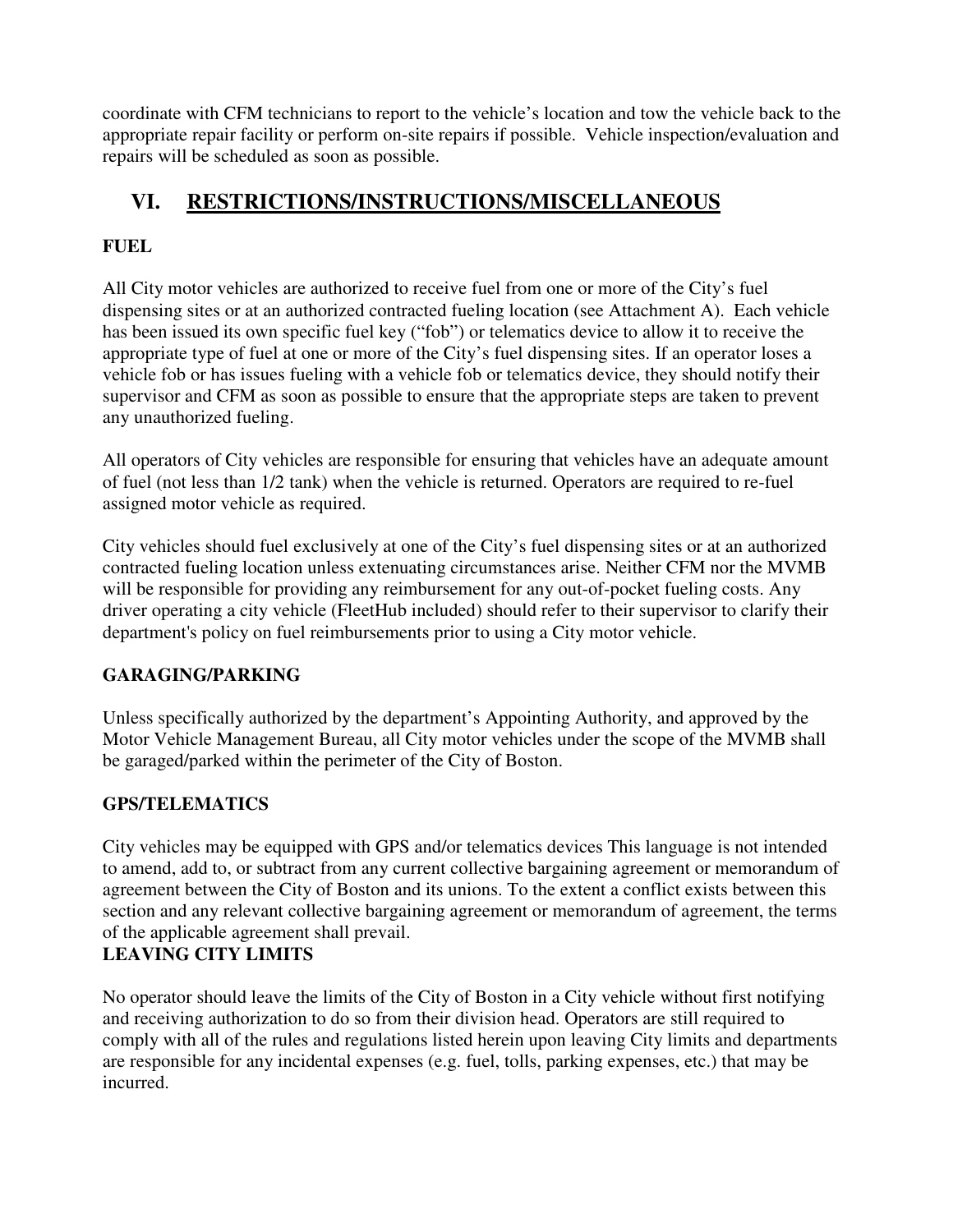coordinate with CFM technicians to report to the vehicle's location and tow the vehicle back to the appropriate repair facility or perform on-site repairs if possible. Vehicle inspection/evaluation and repairs will be scheduled as soon as possible.

## VI. RESTRICTIONS/INSTRUCTIONS/MISCELLANEOUS

### FUEL

All City motor vehicles are authorized to receive fuel from one or more of the City's fuel dispensing sites or at an authorized contracted fueling location (see Attachment A). Each vehicle has been issued its own specific fuel key ("fob") or telematics device to allow it to receive the appropriate type of fuel at one or more of the City's fuel dispensing sites. If an operator loses a vehicle fob or has issues fueling with a vehicle fob or telematics device, they should notify their supervisor and CFM as soon as possible to ensure that the appropriate steps are taken to prevent any unauthorized fueling.

All operators of City vehicles are responsible for ensuring that vehicles have an adequate amount of fuel (not less than 1/2 tank) when the vehicle is returned. Operators are required to re-fuel assigned motor vehicle as required.

City vehicles should fuel exclusively at one of the City's fuel dispensing sites or at an authorized contracted fueling location unless extenuating circumstances arise. Neither CFM nor the MVMB will be responsible for providing any reimbursement for any out-of-pocket fueling costs. Any driver operating a city vehicle (FleetHub included) should refer to their supervisor to clarify their department's policy on fuel reimbursements prior to using a City motor vehicle.

### GARAGING/PARKING

Unless specifically authorized by the department's Appointing Authority, and approved by the Motor Vehicle Management Bureau, all City motor vehicles under the scope of the MVMB shall be garaged/parked within the perimeter of the City of Boston.

### GPS/TELEMATICS

City vehicles may be equipped with GPS and/or telematics devices This language is not intended to amend, add to, or subtract from any current collective bargaining agreement or memorandum of agreement between the City of Boston and its unions. To the extent a conflict exists between this section and any relevant collective bargaining agreement or memorandum of agreement, the terms of the applicable agreement shall prevail.

### LEAVING CITY LIMITS

No operator should leave the limits of the City of Boston in a City vehicle without first notifying and receiving authorization to do so from their division head. Operators are still required to comply with all of the rules and regulations listed herein upon leaving City limits and departments are responsible for any incidental expenses (e.g. fuel, tolls, parking expenses, etc.) that may be incurred.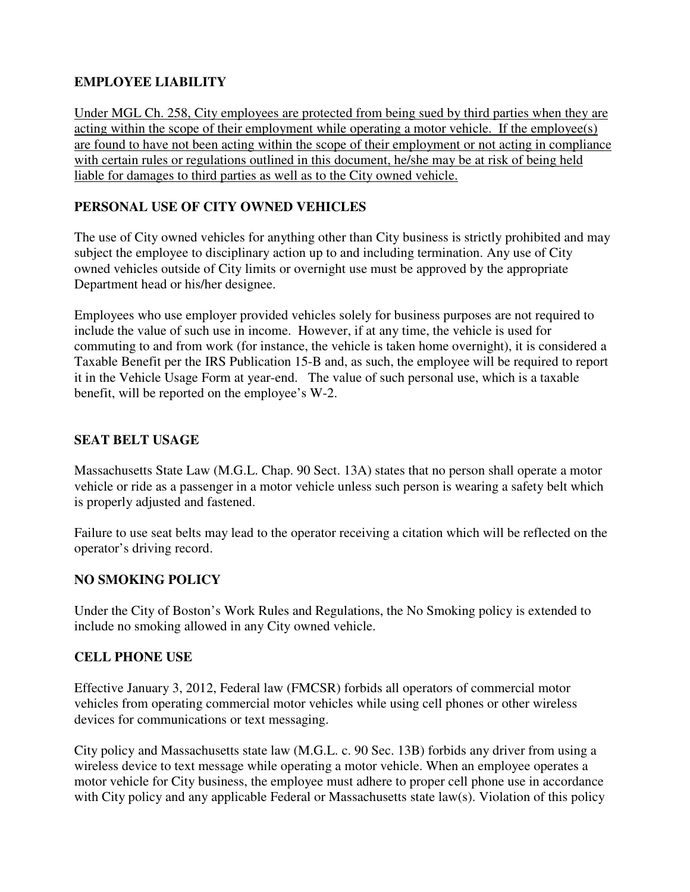## EMPLOYEE LIABILITY

<u>Under MGL Ch. 258, City employees are protected from being sued by third parties when they are acting within the scope of their employment while operating a motor vehicle. If the employee(s) are found to have not been acting within the scope of their employment or not acting in compliance with certain rules or regulations outlined in this document, he/she may be at risk of being held liable for damages to third parties as well as to the City owned vehicle.</u>

## PERSONAL USE OF CITY OWNED VEHICLES

The use of City owned vehicles for anything other than City business is strictly prohibited and may subject the employee to disciplinary action up to and including termination. Any use of City owned vehicles outside of City limits or overnight use must be approved by the appropriate Department head or his/her designee.

Employees who use employer provided vehicles solely for business purposes are not required to include the value of such use in income. However, if at any time, the vehicle is used for commuting to and from work (for instance, the vehicle is taken home overnight), it is considered a Taxable Benefit per the IRS Publication 15-B and, as such, the employee will be required to report it in the Vehicle Usage Form at year-end. The value of such personal use, which is a taxable benefit, will be reported on the employee's W-2.

## SEAT BELT USAGE

Massachusetts State Law (M.G.L. Chap. 90 Sect. 13A) states that no person shall operate a motor vehicle or ride as a passenger in a motor vehicle unless such person is wearing a safety belt which is properly adjusted and fastened.

Failure to use seat belts may lead to the operator receiving a citation which will be reflected on the operator's driving record.

## NO SMOKING POLICY

Under the City of Boston's Work Rules and Regulations, the No Smoking policy is extended to include no smoking allowed in any City owned vehicle.

## CELL PHONE USE

Effective January 3, 2012, Federal law (FMCSR) forbids all operators of commercial motor vehicles from operating commercial motor vehicles while using cell phones or other wireless devices for communications or text messaging.

City policy and Massachusetts state law (M.G.L. c. 90 Sec. 13B) forbids any driver from using a wireless device to text message while operating a motor vehicle. When an employee operates a motor vehicle for City business, the employee must adhere to proper cell phone use in accordance with City policy and any applicable Federal or Massachusetts state law(s). Violation of this policy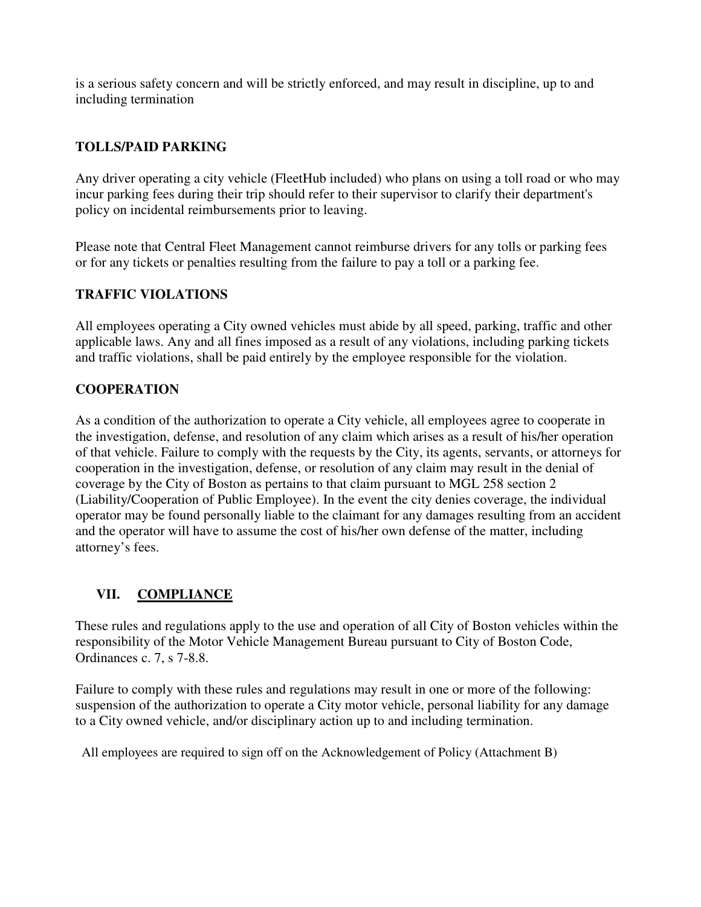is a serious safety concern and will be strictly enforced, and may result in discipline, up to and including termination

**TOLLS/PAID PARKING**

Any driver operating a city vehicle (FleetHub included) who plans on using a toll road or who may incur parking fees during their trip should refer to their supervisor to clarify their department's policy on incidental reimbursements prior to leaving.

Please note that Central Fleet Management cannot reimburse drivers for any tolls or parking fees or for any tickets or penalties resulting from the failure to pay a toll or a parking fee.

**TRAFFIC VIOLATIONS**

All employees operating a City owned vehicles must abide by all speed, parking, traffic and other applicable laws. Any and all fines imposed as a result of any violations, including parking tickets and traffic violations, shall be paid entirely by the employee responsible for the violation.

**COOPERATION**

As a condition of the authorization to operate a City vehicle, all employees agree to cooperate in the investigation, defense, and resolution of any claim which arises as a result of his/her operation of that vehicle. Failure to comply with the requests by the City, its agents, servants, or attorneys for cooperation in the investigation, defense, or resolution of any claim may result in the denial of coverage by the City of Boston as pertains to that claim pursuant to MGL 258 section 2 (Liability/Cooperation of Public Employee). In the event the city denies coverage, the individual operator may be found personally liable to the claimant for any damages resulting from an accident and the operator will have to assume the cost of his/her own defense of the matter, including attorney's fees.

## VII. <u>COMPLIANCE</u>

These rules and regulations apply to the use and operation of all City of Boston vehicles within the responsibility of the Motor Vehicle Management Bureau pursuant to City of Boston Code, Ordinances c. 7, s 7-8.8.

Failure to comply with these rules and regulations may result in one or more of the following: suspension of the authorization to operate a City motor vehicle, personal liability for any damage to a City owned vehicle, and/or disciplinary action up to and including termination.

All employees are required to sign off on the Acknowledgement of Policy (Attachment B)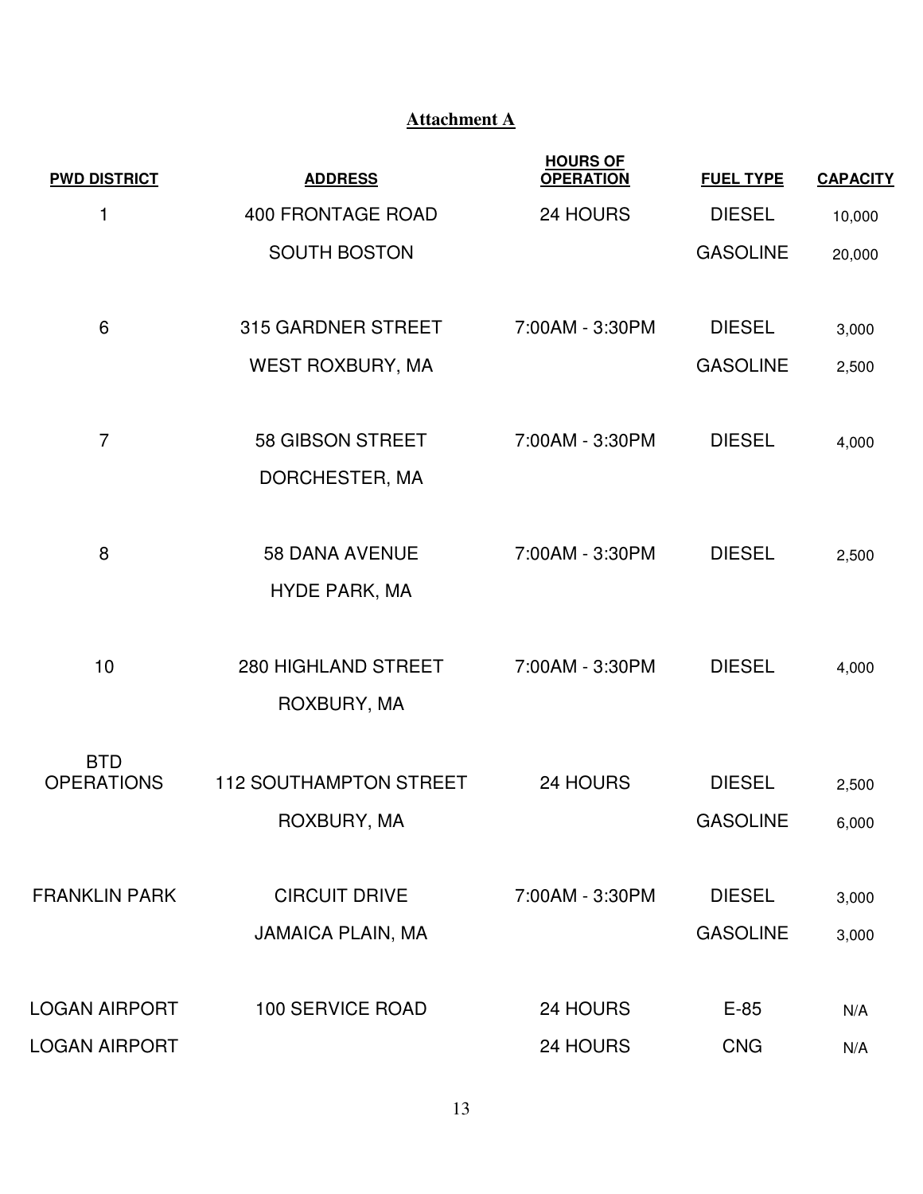## Attachment A

| PWD DISTRICT | ADDRESS | HOURS OF OPERATION | FUEL TYPE | CAPACITY |
|---|---|---|---|---|
| 1 | 400 FRONTAGE ROAD | 24 HOURS | DIESEL | 10,000 |
| | SOUTH BOSTON | | GASOLINE | 20,000 |
| 6 | 315 GARDNER STREET | 7:00AM - 3:30PM | DIESEL | 3,000 |
| | WEST ROXBURY, MA | | GASOLINE | 2,500 |
| 7 | 58 GIBSON STREET | 7:00AM - 3:30PM | DIESEL | 4,000 |
| | DORCHESTER, MA | | | |
| 8 | 58 DANA AVENUE | 7:00AM - 3:30PM | DIESEL | 2,500 |
| | HYDE PARK, MA | | | |
| 10 | 280 HIGHLAND STREET | 7:00AM - 3:30PM | DIESEL | 4,000 |
| | ROXBURY, MA | | | |
| BTD OPERATIONS | 112 SOUTHAMPTON STREET | 24 HOURS | DIESEL | 2,500 |
| | ROXBURY, MA | | GASOLINE | 6,000 |
| FRANKLIN PARK | CIRCUIT DRIVE | 7:00AM - 3:30PM | DIESEL | 3,000 |
| | JAMAICA PLAIN, MA | | GASOLINE | 3,000 |
| LOGAN AIRPORT | 100 SERVICE ROAD | 24 HOURS | E-85 | N/A |
| LOGAN AIRPORT | | 24 HOURS | CNG | N/A |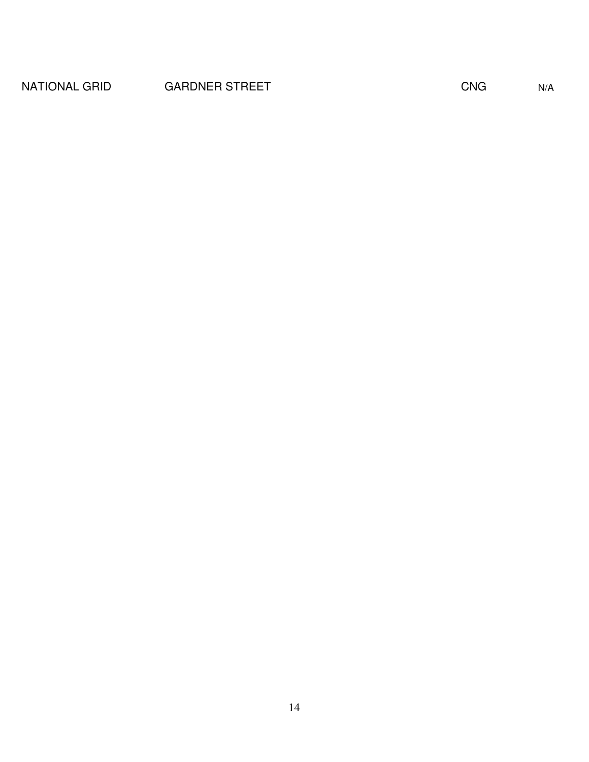| NATIONAL GRID | GARDNER STREET | CNG | N/A |
|---|---|---|---|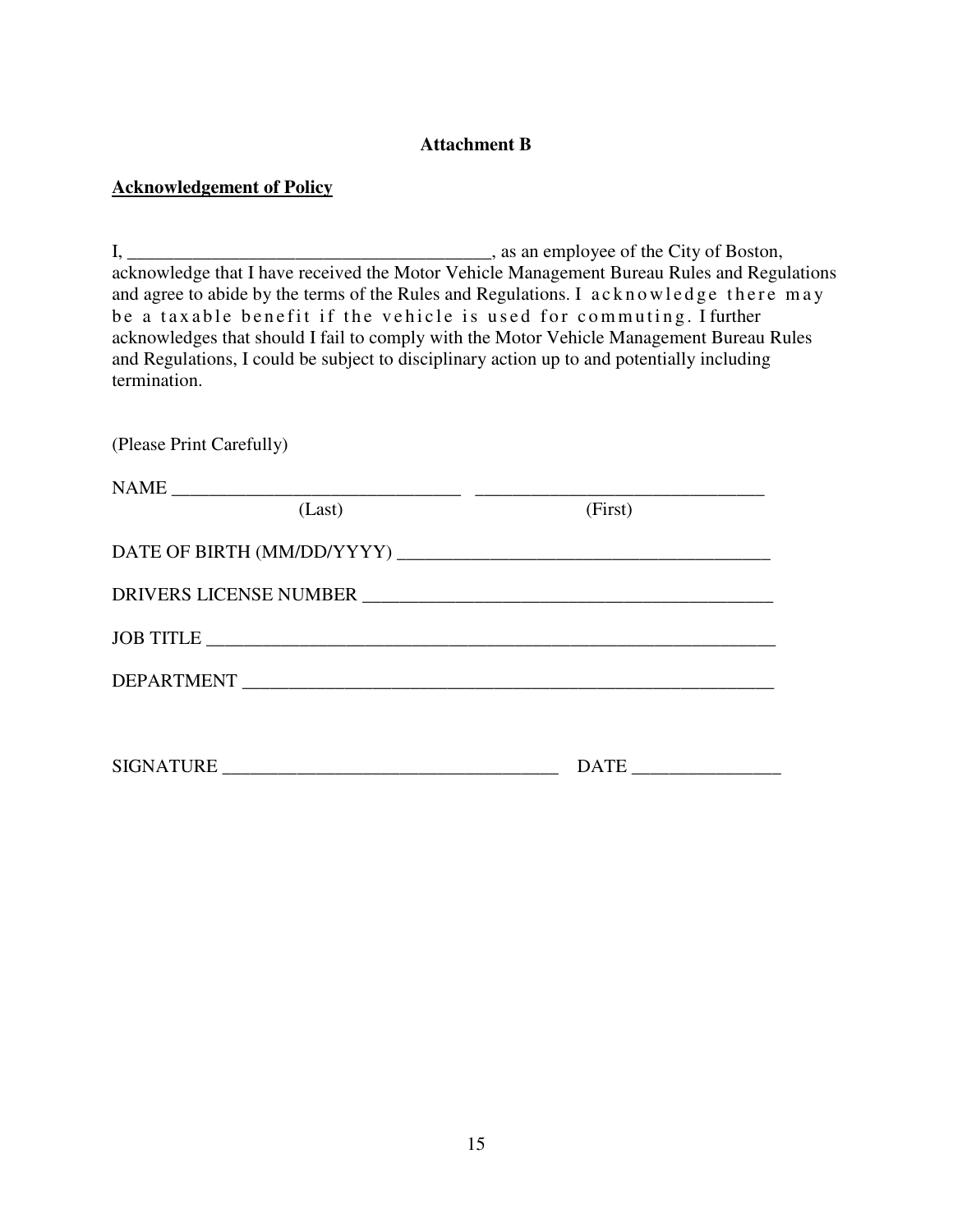**Attachment B**

**Acknowledgement of Policy**

I, ________________________________________, as an employee of the City of Boston, acknowledge that I have received the Motor Vehicle Management Bureau Rules and Regulations and agree to abide by the terms of the Rules and Regulations. I acknowledge there may be a taxable benefit if the vehicle is used for commuting. I further acknowledges that should I fail to comply with the Motor Vehicle Management Bureau Rules and Regulations, I could be subject to disciplinary action up to and potentially including termination.

(Please Print Carefully)

NAME _______________________________ _______________________________
(Last) (First)

DATE OF BIRTH (MM/DD/YYYY) ________________________________________

DRIVERS LICENSE NUMBER ____________________________________________

JOB TITLE ______________________________________________________________

DEPARTMENT ___________________________________________________________

SIGNATURE ____________________________________ DATE ________________